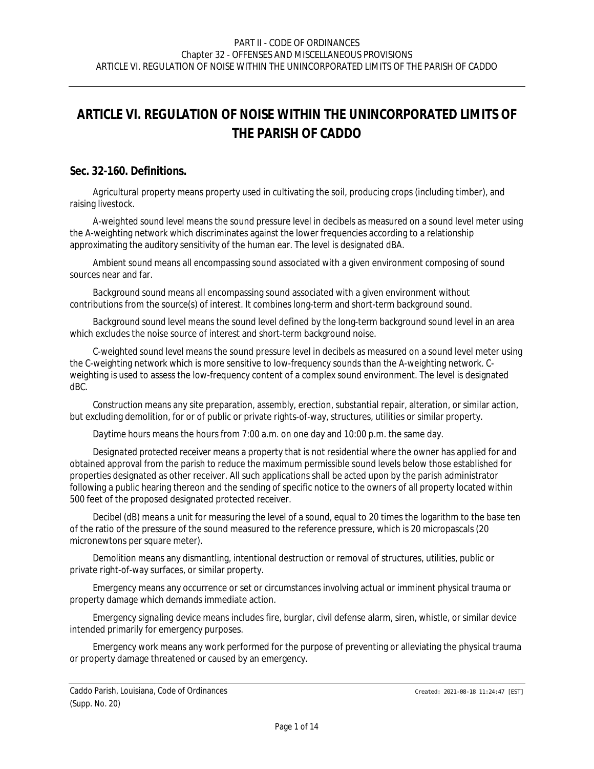# ARTICLE VI. REGULATION OF NOISE WITHIN THE UNINCORPORATED LIMITS OF THE PARISH OF CADDO

## Sec. 32-160. Definitions.

*Agricultural property* means property used in cultivating the soil, producing crops (including timber), and raising livestock.

*A-weighted sound level* means the sound pressure level in decibels as measured on a sound level meter using the A-weighting network which discriminates against the lower frequencies according to a relationship approximating the auditory sensitivity of the human ear. The level is designated dBA.

*Ambient sound* means all encompassing sound associated with a given environment composing of sound sources near and far.

*Background sound* means all encompassing sound associated with a given environment without contributions from the source(s) of interest. It combines long-term and short-term background sound.

*Background sound level* means the sound level defined by the long-term background sound level in an area which excludes the noise source of interest and short-term background noise.

*C-weighted sound level* means the sound pressure level in decibels as measured on a sound level meter using the C-weighting network which is more sensitive to low-frequency sounds than the A-weighting network. C-weighting is used to assess the low-frequency content of a complex sound environment. The level is designated dBC.

*Construction* means any site preparation, assembly, erection, substantial repair, alteration, or similar action, but excluding demolition, for or of public or private rights-of-way, structures, utilities or similar property.

*Daytime hours* means the hours from 7:00 a.m. on one day and 10:00 p.m. the same day.

*Designated protected receiver* means a property that is not residential where the owner has applied for and obtained approval from the parish to reduce the maximum permissible sound levels below those established for properties designated as other receiver. All such applications shall be acted upon by the parish administrator following a public hearing thereon and the sending of specific notice to the owners of all property located within 500 feet of the proposed designated protected receiver.

*Decibel (dB)* means a unit for measuring the level of a sound, equal to 20 times the logarithm to the base ten of the ratio of the pressure of the sound measured to the reference pressure, which is 20 micropascals (20 micronewtons per square meter).

*Demolition* means any dismantling, intentional destruction or removal of structures, utilities, public or private right-of-way surfaces, or similar property.

*Emergency* means any occurrence or set or circumstances involving actual or imminent physical trauma or property damage which demands immediate action.

*Emergency signaling device* means includes fire, burglar, civil defense alarm, siren, whistle, or similar device intended primarily for emergency purposes.

*Emergency work* means any work performed for the purpose of preventing or alleviating the physical trauma or property damage threatened or caused by an emergency.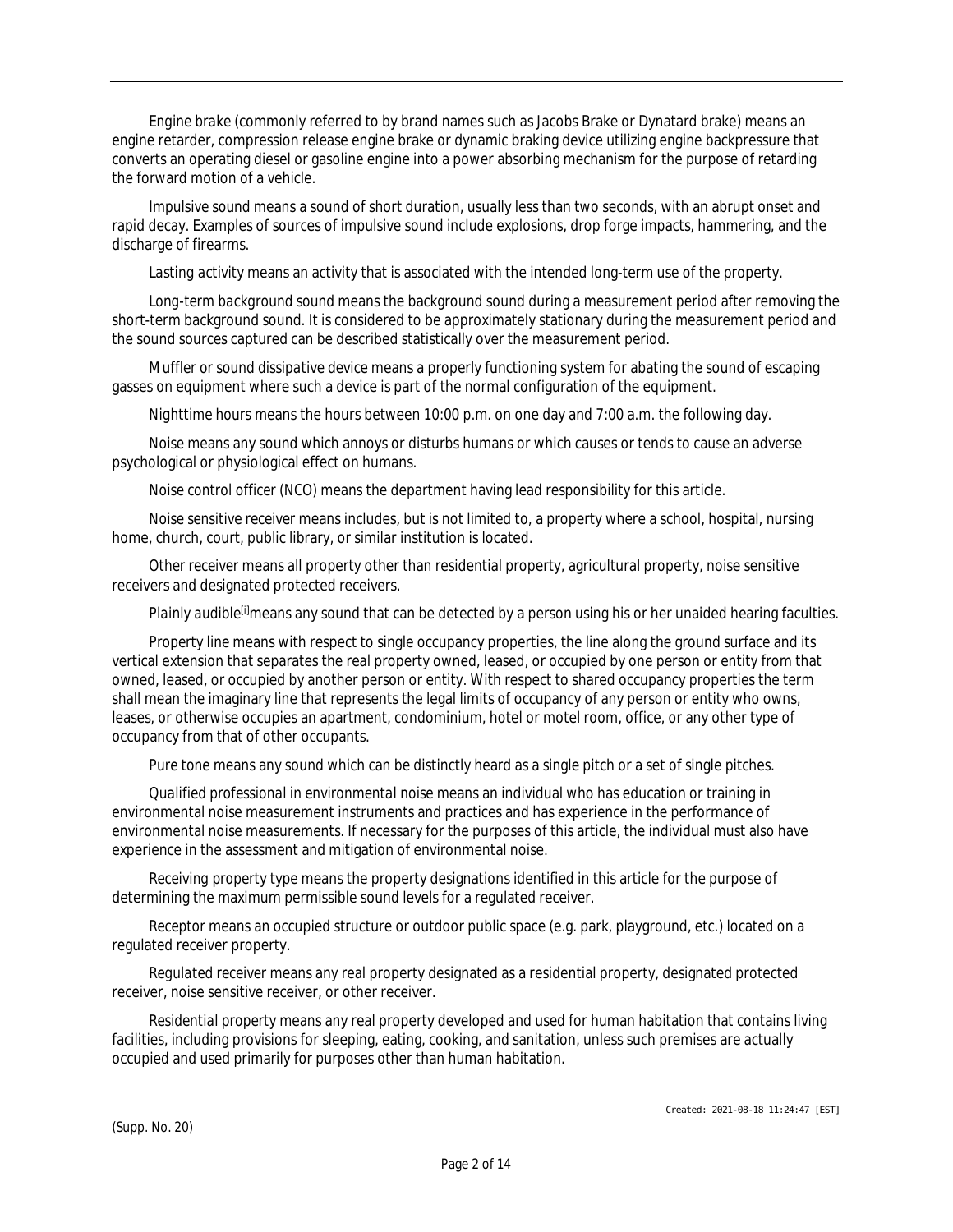*Engine brake* (commonly referred to by brand names such as Jacobs Brake or Dynatard brake) means an engine retarder, compression release engine brake or dynamic braking device utilizing engine backpressure that converts an operating diesel or gasoline engine into a power absorbing mechanism for the purpose of retarding the forward motion of a vehicle.

*Impulsive sound* means a sound of short duration, usually less than two seconds, with an abrupt onset and rapid decay. Examples of sources of impulsive sound include explosions, drop forge impacts, hammering, and the discharge of firearms.

*Lasting activity* means an activity that is associated with the intended long-term use of the property.

*Long-term background sound* means the background sound during a measurement period after removing the short-term background sound. It is considered to be approximately stationary during the measurement period and the sound sources captured can be described statistically over the measurement period.

*Muffler or sound dissipative device* means a properly functioning system for abating the sound of escaping gasses on equipment where such a device is part of the normal configuration of the equipment.

*Nighttime hours* means the hours between 10:00 p.m. on one day and 7:00 a.m. the following day.

*Noise* means any sound which annoys or disturbs humans or which causes or tends to cause an adverse psychological or physiological effect on humans.

*Noise control officer (NCO)* means the department having lead responsibility for this article.

*Noise sensitive receiver* means includes, but is not limited to, a property where a school, hospital, nursing home, church, court, public library, or similar institution is located.

*Other receiver* means all property other than residential property, agricultural property, noise sensitive receivers and designated protected receivers.

*Plainly audible*[i]means any sound that can be detected by a person using his or her unaided hearing faculties.

*Property line* means with respect to single occupancy properties, the line along the ground surface and its vertical extension that separates the real property owned, leased, or occupied by one person or entity from that owned, leased, or occupied by another person or entity. With respect to shared occupancy properties the term shall mean the imaginary line that represents the legal limits of occupancy of any person or entity who owns, leases, or otherwise occupies an apartment, condominium, hotel or motel room, office, or any other type of occupancy from that of other occupants.

*Pure tone* means any sound which can be distinctly heard as a single pitch or a set of single pitches.

*Qualified professional in environmental noise* means an individual who has education or training in environmental noise measurement instruments and practices and has experience in the performance of environmental noise measurements. If necessary for the purposes of this article, the individual must also have experience in the assessment and mitigation of environmental noise.

*Receiving property type* means the property designations identified in this article for the purpose of determining the maximum permissible sound levels for a regulated receiver.

*Receptor* means an occupied structure or outdoor public space (e.g. park, playground, etc.) located on a regulated receiver property.

*Regulated receiver* means any real property designated as a residential property, designated protected receiver, noise sensitive receiver, or other receiver.

*Residential property* means any real property developed and used for human habitation that contains living facilities, including provisions for sleeping, eating, cooking, and sanitation, unless such premises are actually occupied and used primarily for purposes other than human habitation.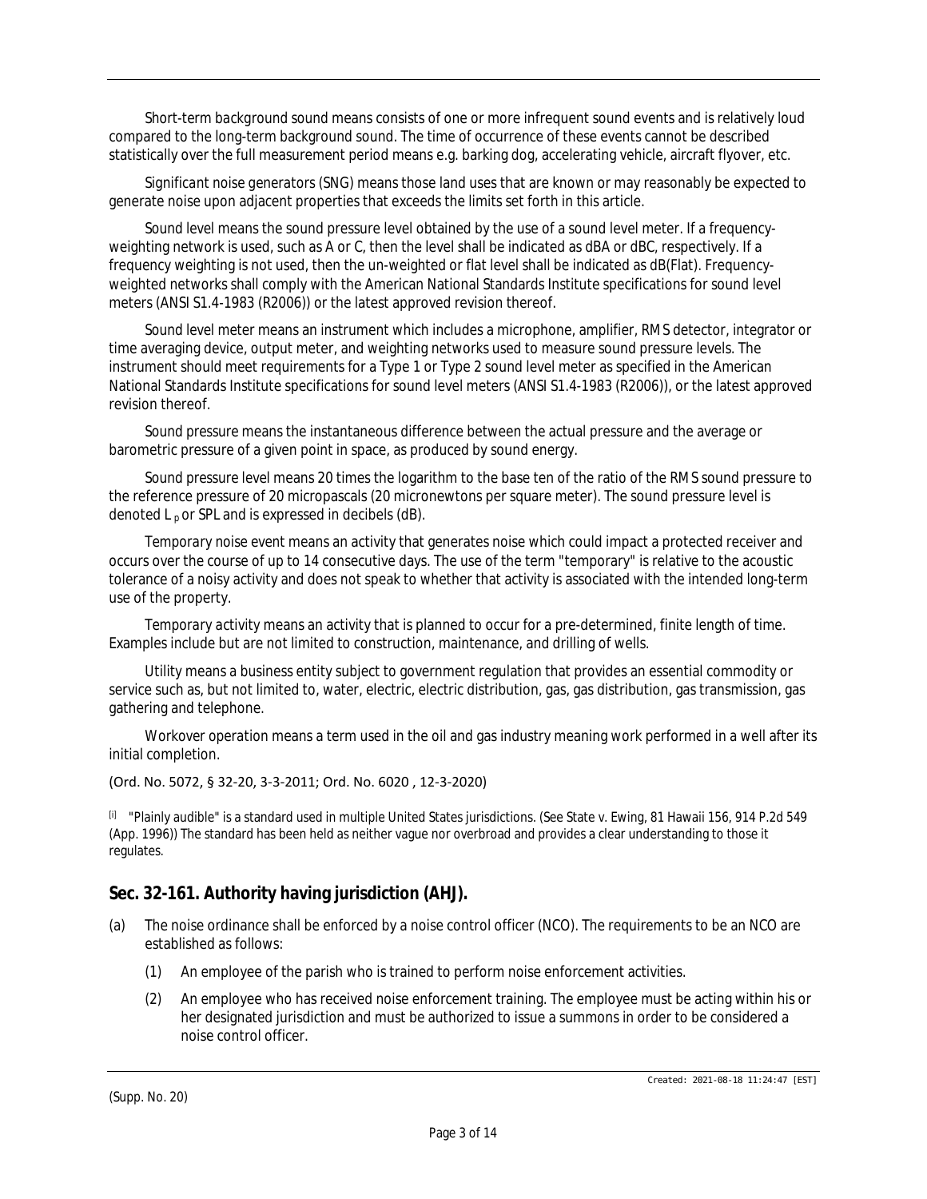*Short-term background sound* means consists of one or more infrequent sound events and is relatively loud compared to the long-term background sound. The time of occurrence of these events cannot be described statistically over the full measurement period means e.g. barking dog, accelerating vehicle, aircraft flyover, etc.

*Significant noise generators (SNG)* means those land uses that are known or may reasonably be expected to generate noise upon adjacent properties that exceeds the limits set forth in this article.

*Sound level* means the sound pressure level obtained by the use of a sound level meter. If a frequency-weighting network is used, such as A or C, then the level shall be indicated as dBA or dBC, respectively. If a frequency weighting is not used, then the un-weighted or flat level shall be indicated as dB(Flat). Frequency-weighted networks shall comply with the American National Standards Institute specifications for sound level meters (ANSI S1.4-1983 (R2006)) or the latest approved revision thereof.

*Sound level meter* means an instrument which includes a microphone, amplifier, RMS detector, integrator or time averaging device, output meter, and weighting networks used to measure sound pressure levels. The instrument should meet requirements for a Type 1 or Type 2 sound level meter as specified in the American National Standards Institute specifications for sound level meters (ANSI S1.4-1983 (R2006)), or the latest approved revision thereof.

*Sound pressure* means the instantaneous difference between the actual pressure and the average or barometric pressure of a given point in space, as produced by sound energy.

*Sound pressure level* means 20 times the logarithm to the base ten of the ratio of the RMS sound pressure to the reference pressure of 20 micropascals (20 micronewtons per square meter). The sound pressure level is denoted $L_p$ or SPL and is expressed in decibels (dB).

*Temporary noise event* means an activity that generates noise which could impact a protected receiver and occurs over the course of up to 14 consecutive days. The use of the term "temporary" is relative to the acoustic tolerance of a noisy activity and does not speak to whether that activity is associated with the intended long-term use of the property.

*Temporary activity* means an activity that is planned to occur for a pre-determined, finite length of time. Examples include but are not limited to construction, maintenance, and drilling of wells.

*Utility* means a business entity subject to government regulation that provides an essential commodity or service such as, but not limited to, water, electric, electric distribution, gas, gas distribution, gas transmission, gas gathering and telephone.

*Workover operation* means a term used in the oil and gas industry meaning work performed in a well after its initial completion.

(Ord. No. 5072, § 32-20, 3-3-2011; Ord. No. 6020 , 12-3-2020)

[i] "Plainly audible" is a standard used in multiple United States jurisdictions. (See State v. Ewing, 81 Hawaii 156, 914 P.2d 549 (App. 1996)) The standard has been held as neither vague nor overbroad and provides a clear understanding to those it regulates.

## Sec. 32-161. Authority having jurisdiction (AHJ).

(a) The noise ordinance shall be enforced by a noise control officer (NCO). The requirements to be an NCO are established as follows:

(1) An employee of the parish who is trained to perform noise enforcement activities.

(2) An employee who has received noise enforcement training. The employee must be acting within his or her designated jurisdiction and must be authorized to issue a summons in order to be considered a noise control officer.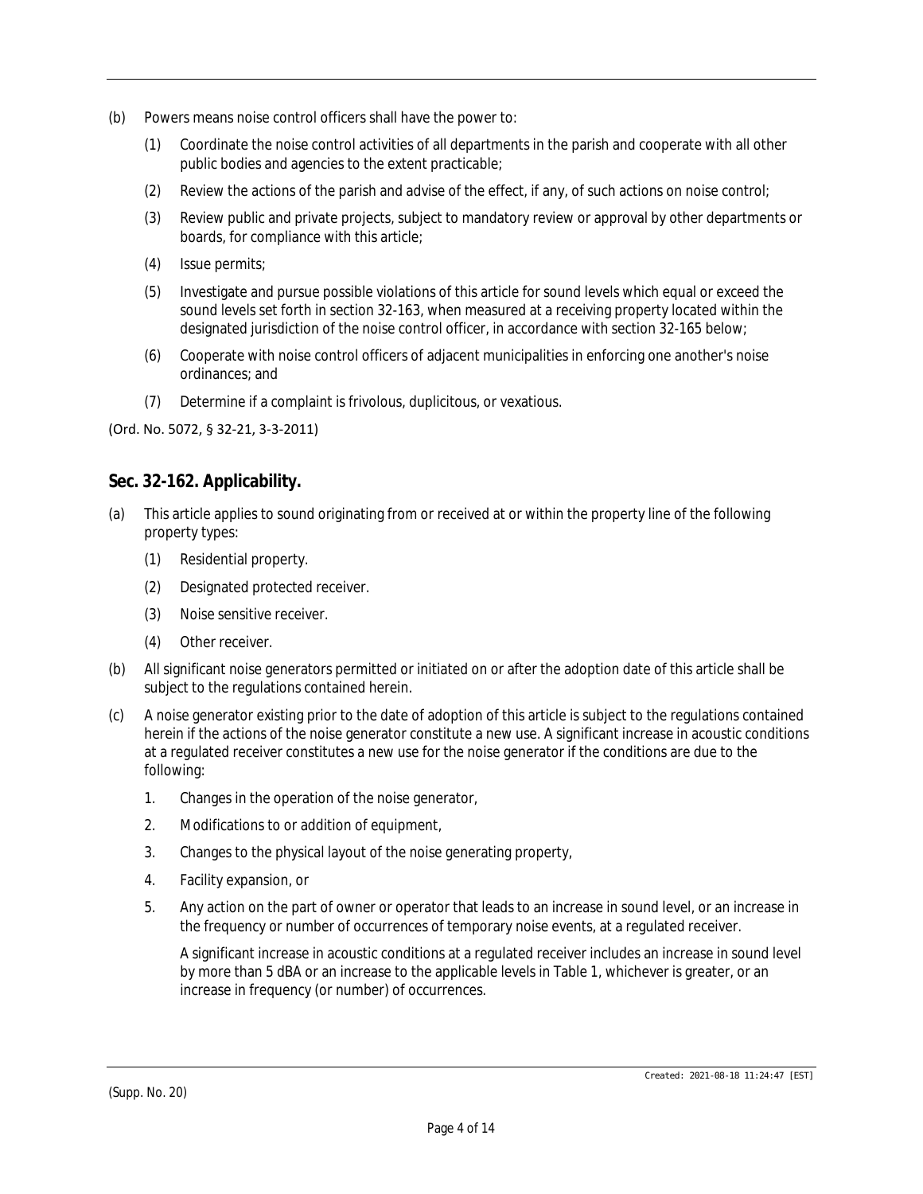(b) Powers means noise control officers shall have the power to:

  (1) Coordinate the noise control activities of all departments in the parish and cooperate with all other public bodies and agencies to the extent practicable;

  (2) Review the actions of the parish and advise of the effect, if any, of such actions on noise control;

  (3) Review public and private projects, subject to mandatory review or approval by other departments or boards, for compliance with this article;

  (4) Issue permits;

  (5) Investigate and pursue possible violations of this article for sound levels which equal or exceed the sound levels set forth in section 32-163, when measured at a receiving property located within the designated jurisdiction of the noise control officer, in accordance with section 32-165 below;

  (6) Cooperate with noise control officers of adjacent municipalities in enforcing one another's noise ordinances; and

  (7) Determine if a complaint is frivolous, duplicitous, or vexatious.

(Ord. No. 5072, § 32-21, 3-3-2011)

## Sec. 32-162. Applicability.

(a) This article applies to sound originating from or received at or within the property line of the following property types:

  (1) Residential property.

  (2) Designated protected receiver.

  (3) Noise sensitive receiver.

  (4) Other receiver.

(b) All significant noise generators permitted or initiated on or after the adoption date of this article shall be subject to the regulations contained herein.

(c) A noise generator existing prior to the date of adoption of this article is subject to the regulations contained herein if the actions of the noise generator constitute a new use. A significant increase in acoustic conditions at a regulated receiver constitutes a new use for the noise generator if the conditions are due to the following:

  1. Changes in the operation of the noise generator,

  2. Modifications to or addition of equipment,

  3. Changes to the physical layout of the noise generating property,

  4. Facility expansion, or

  5. Any action on the part of owner or operator that leads to an increase in sound level, or an increase in the frequency or number of occurrences of temporary noise events, at a regulated receiver.

  A significant increase in acoustic conditions at a regulated receiver includes an increase in sound level by more than 5 dBA or an increase to the applicable levels in Table 1, whichever is greater, or an increase in frequency (or number) of occurrences.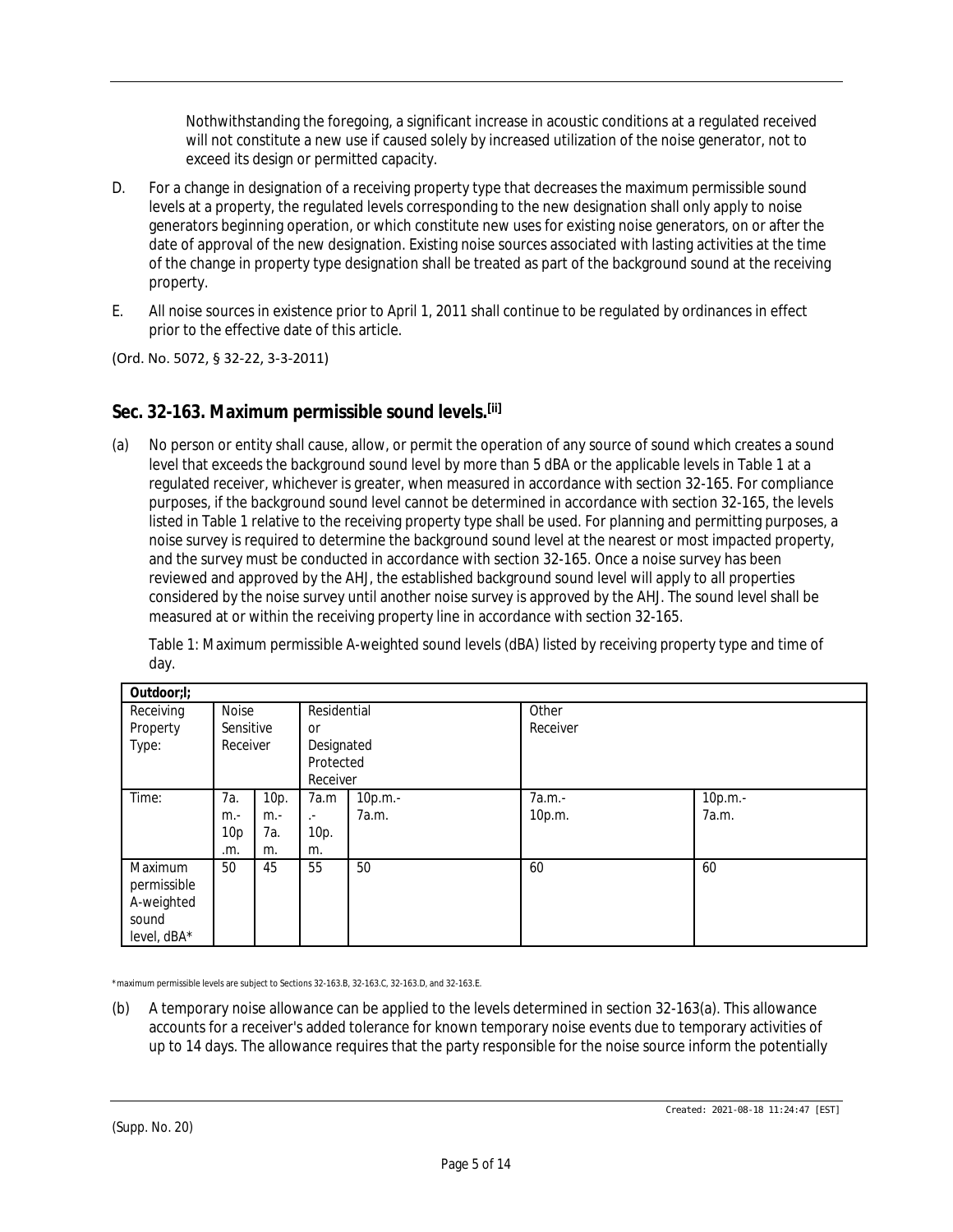Nothwithstanding the foregoing, a significant increase in acoustic conditions at a regulated received will not constitute a new use if caused solely by increased utilization of the noise generator, not to exceed its design or permitted capacity.

D. For a change in designation of a receiving property type that decreases the maximum permissible sound levels at a property, the regulated levels corresponding to the new designation shall only apply to noise generators beginning operation, or which constitute new uses for existing noise generators, on or after the date of approval of the new designation. Existing noise sources associated with lasting activities at the time of the change in property type designation shall be treated as part of the background sound at the receiving property.

E. All noise sources in existence prior to April 1, 2011 shall continue to be regulated by ordinances in effect prior to the effective date of this article.

(Ord. No. 5072, § 32-22, 3-3-2011)

## Sec. 32-163. Maximum permissible sound levels.[ii]

(a) No person or entity shall cause, allow, or permit the operation of any source of sound which creates a sound level that exceeds the background sound level by more than 5 dBA or the applicable levels in Table 1 at a regulated receiver, whichever is greater, when measured in accordance with section 32-165. For compliance purposes, if the background sound level cannot be determined in accordance with section 32-165, the levels listed in Table 1 relative to the receiving property type shall be used. For planning and permitting purposes, a noise survey is required to determine the background sound level at the nearest or most impacted property, and the survey must be conducted in accordance with section 32-165. Once a noise survey has been reviewed and approved by the AHJ, the established background sound level will apply to all properties considered by the noise survey until another noise survey is approved by the AHJ. The sound level shall be measured at or within the receiving property line in accordance with section 32-165.

Table 1: Maximum permissible A-weighted sound levels (dBA) listed by receiving property type and time of day.

| Outdoor;l; | | | | | | |
|---|---|---|---|---|---|---|
| Receiving Property Type: | Noise Sensitive Receiver | | Residential or Designated Protected Receiver | | Other Receiver | |
| Time: | 7a.m.-10p.m. | 10p.m.-7a.m. | 7a.m.-10p.m. | 10p.m.-7a.m. | 7a.m.-10p.m. | 10p.m.-7a.m. |
| Maximum permissible A-weighted sound level, dBA* | 50 | 45 | 55 | 50 | 60 | 60 |

*maximum permissible levels are subject to Sections 32-163.B, 32-163.C, 32-163.D, and 32-163.E.

(b) A temporary noise allowance can be applied to the levels determined in section 32-163(a). This allowance accounts for a receiver's added tolerance for known temporary noise events due to temporary activities of up to 14 days. The allowance requires that the party responsible for the noise source inform the potentially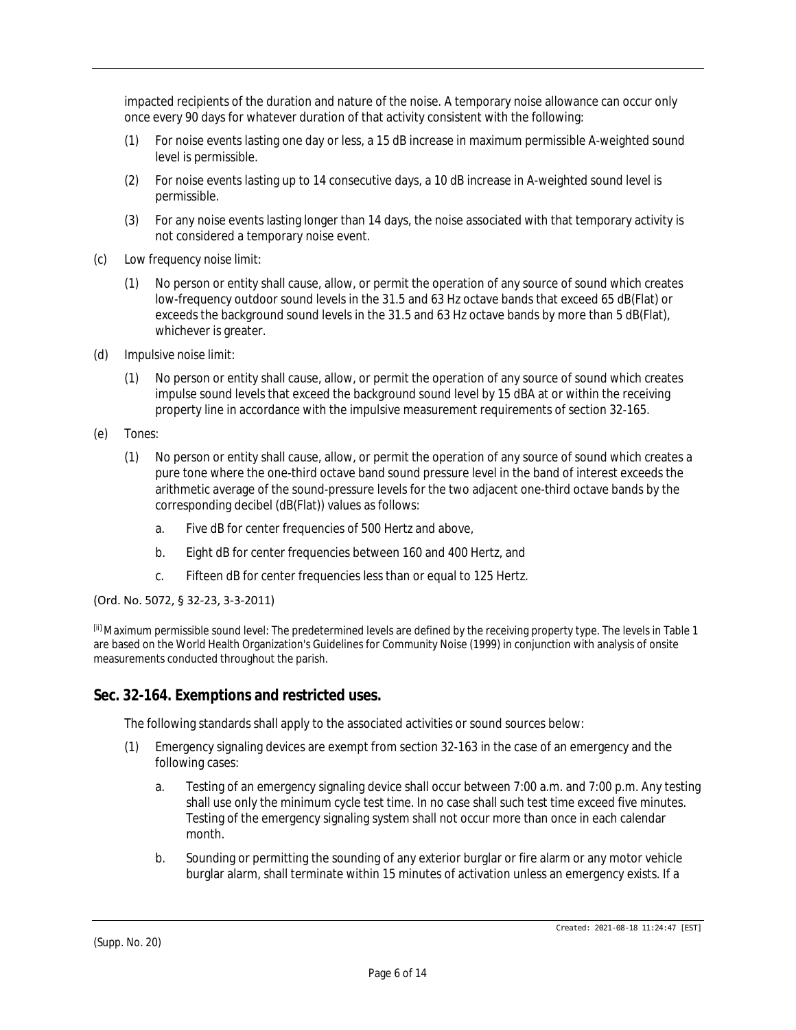impacted recipients of the duration and nature of the noise. A temporary noise allowance can occur only once every 90 days for whatever duration of that activity consistent with the following:

(1) For noise events lasting one day or less, a 15 dB increase in maximum permissible A-weighted sound level is permissible.

(2) For noise events lasting up to 14 consecutive days, a 10 dB increase in A-weighted sound level is permissible.

(3) For any noise events lasting longer than 14 days, the noise associated with that temporary activity is not considered a temporary noise event.

(c) Low frequency noise limit:

(1) No person or entity shall cause, allow, or permit the operation of any source of sound which creates low-frequency outdoor sound levels in the 31.5 and 63 Hz octave bands that exceed 65 dB(Flat) or exceeds the background sound levels in the 31.5 and 63 Hz octave bands by more than 5 dB(Flat), whichever is greater.

(d) Impulsive noise limit:

(1) No person or entity shall cause, allow, or permit the operation of any source of sound which creates impulse sound levels that exceed the background sound level by 15 dBA at or within the receiving property line in accordance with the impulsive measurement requirements of section 32-165.

(e) Tones:

(1) No person or entity shall cause, allow, or permit the operation of any source of sound which creates a pure tone where the one-third octave band sound pressure level in the band of interest exceeds the arithmetic average of the sound-pressure levels for the two adjacent one-third octave bands by the corresponding decibel (dB(Flat)) values as follows:

a. Five dB for center frequencies of 500 Hertz and above,

b. Eight dB for center frequencies between 160 and 400 Hertz, and

c. Fifteen dB for center frequencies less than or equal to 125 Hertz.

(Ord. No. 5072, § 32-23, 3-3-2011)

[ii] Maximum permissible sound level: The predetermined levels are defined by the receiving property type. The levels in Table 1 are based on the World Health Organization's Guidelines for Community Noise (1999) in conjunction with analysis of onsite measurements conducted throughout the parish.

## Sec. 32-164. Exemptions and restricted uses.

The following standards shall apply to the associated activities or sound sources below:

(1) Emergency signaling devices are exempt from section 32-163 in the case of an emergency and the following cases:

a. Testing of an emergency signaling device shall occur between 7:00 a.m. and 7:00 p.m. Any testing shall use only the minimum cycle test time. In no case shall such test time exceed five minutes. Testing of the emergency signaling system shall not occur more than once in each calendar month.

b. Sounding or permitting the sounding of any exterior burglar or fire alarm or any motor vehicle burglar alarm, shall terminate within 15 minutes of activation unless an emergency exists. If a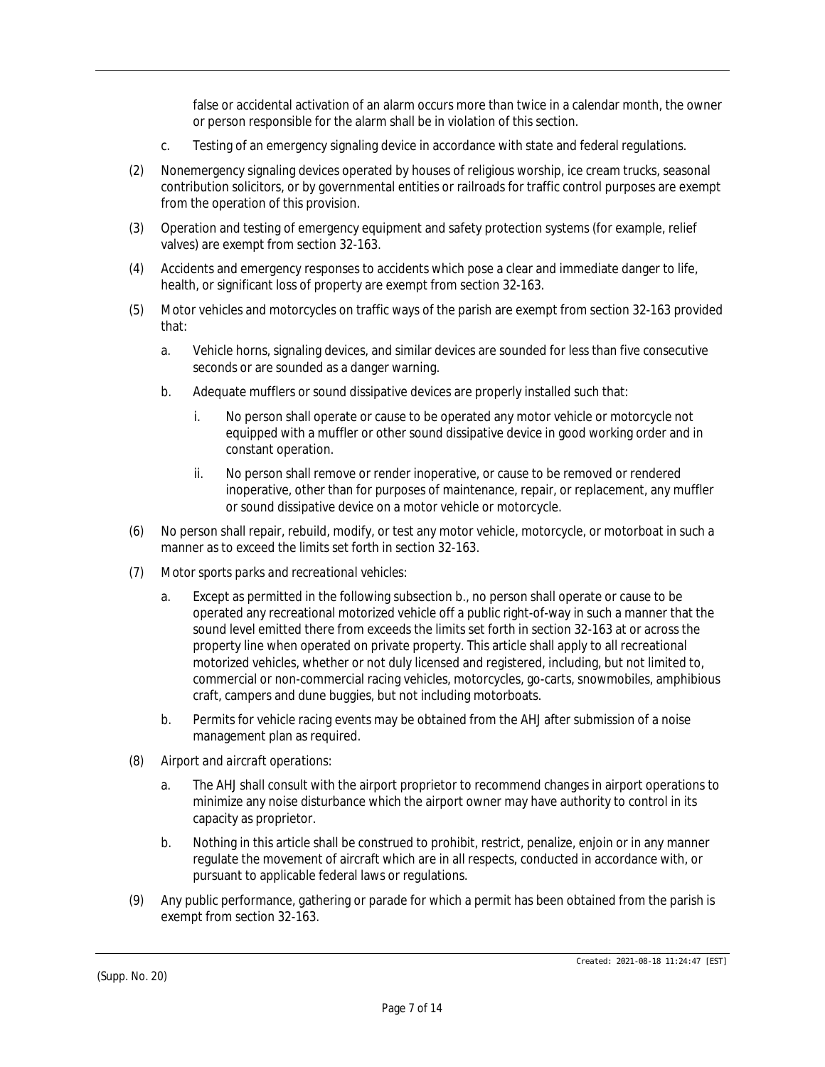false or accidental activation of an alarm occurs more than twice in a calendar month, the owner or person responsible for the alarm shall be in violation of this section.

c. Testing of an emergency signaling device in accordance with state and federal regulations.

(2) Nonemergency signaling devices operated by houses of religious worship, ice cream trucks, seasonal contribution solicitors, or by governmental entities or railroads for traffic control purposes are exempt from the operation of this provision.

(3) Operation and testing of emergency equipment and safety protection systems (for example, relief valves) are exempt from section 32-163.

(4) Accidents and emergency responses to accidents which pose a clear and immediate danger to life, health, or significant loss of property are exempt from section 32-163.

(5) Motor vehicles and motorcycles on traffic ways of the parish are exempt from section 32-163 provided that:

a. Vehicle horns, signaling devices, and similar devices are sounded for less than five consecutive seconds or are sounded as a danger warning.

b. Adequate mufflers or sound dissipative devices are properly installed such that:

i. No person shall operate or cause to be operated any motor vehicle or motorcycle not equipped with a muffler or other sound dissipative device in good working order and in constant operation.

ii. No person shall remove or render inoperative, or cause to be removed or rendered inoperative, other than for purposes of maintenance, repair, or replacement, any muffler or sound dissipative device on a motor vehicle or motorcycle.

(6) No person shall repair, rebuild, modify, or test any motor vehicle, motorcycle, or motorboat in such a manner as to exceed the limits set forth in section 32-163.

(7) *Motor sports parks and recreational vehicles:*

a. Except as permitted in the following subsection b., no person shall operate or cause to be operated any recreational motorized vehicle off a public right-of-way in such a manner that the sound level emitted there from exceeds the limits set forth in section 32-163 at or across the property line when operated on private property. This article shall apply to all recreational motorized vehicles, whether or not duly licensed and registered, including, but not limited to, commercial or non-commercial racing vehicles, motorcycles, go-carts, snowmobiles, amphibious craft, campers and dune buggies, but not including motorboats.

b. Permits for vehicle racing events may be obtained from the AHJ after submission of a noise management plan as required.

(8) *Airport and aircraft operations:*

a. The AHJ shall consult with the airport proprietor to recommend changes in airport operations to minimize any noise disturbance which the airport owner may have authority to control in its capacity as proprietor.

b. Nothing in this article shall be construed to prohibit, restrict, penalize, enjoin or in any manner regulate the movement of aircraft which are in all respects, conducted in accordance with, or pursuant to applicable federal laws or regulations.

(9) Any public performance, gathering or parade for which a permit has been obtained from the parish is exempt from section 32-163.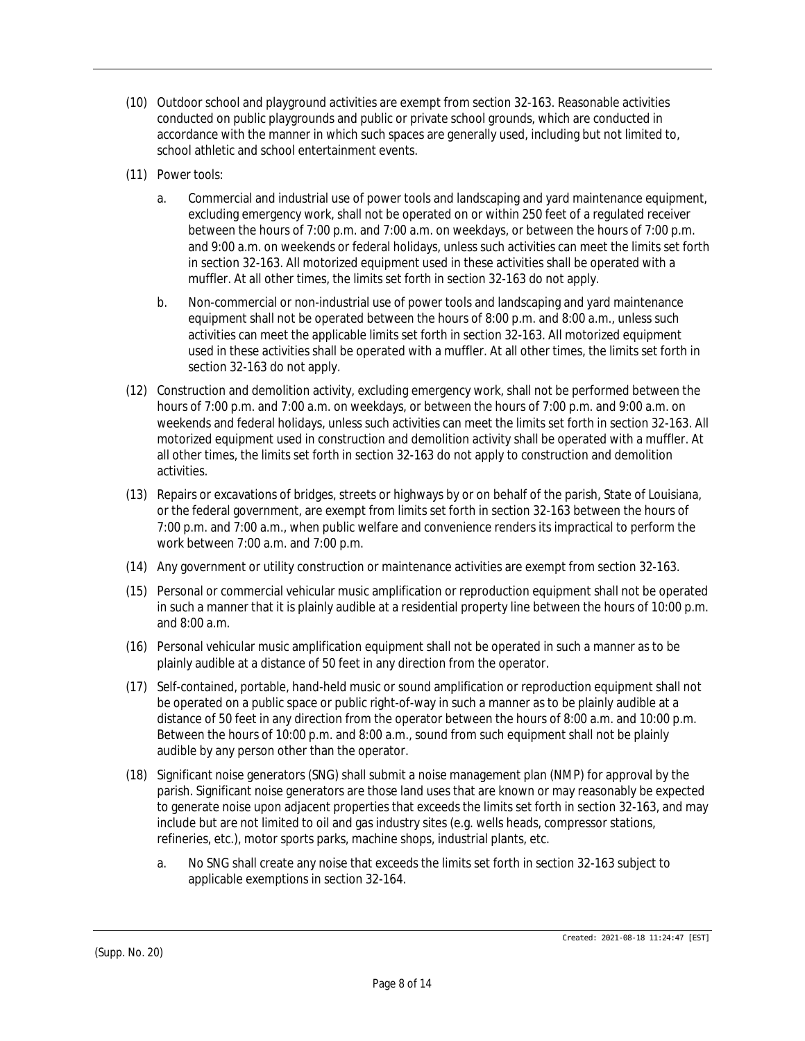(10) Outdoor school and playground activities are exempt from section 32-163. Reasonable activities conducted on public playgrounds and public or private school grounds, which are conducted in accordance with the manner in which such spaces are generally used, including but not limited to, school athletic and school entertainment events.

(11) Power tools:

   a. Commercial and industrial use of power tools and landscaping and yard maintenance equipment, excluding emergency work, shall not be operated on or within 250 feet of a regulated receiver between the hours of 7:00 p.m. and 7:00 a.m. on weekdays, or between the hours of 7:00 p.m. and 9:00 a.m. on weekends or federal holidays, unless such activities can meet the limits set forth in section 32-163. All motorized equipment used in these activities shall be operated with a muffler. At all other times, the limits set forth in section 32-163 do not apply.

   b. Non-commercial or non-industrial use of power tools and landscaping and yard maintenance equipment shall not be operated between the hours of 8:00 p.m. and 8:00 a.m., unless such activities can meet the applicable limits set forth in section 32-163. All motorized equipment used in these activities shall be operated with a muffler. At all other times, the limits set forth in section 32-163 do not apply.

(12) Construction and demolition activity, excluding emergency work, shall not be performed between the hours of 7:00 p.m. and 7:00 a.m. on weekdays, or between the hours of 7:00 p.m. and 9:00 a.m. on weekends and federal holidays, unless such activities can meet the limits set forth in section 32-163. All motorized equipment used in construction and demolition activity shall be operated with a muffler. At all other times, the limits set forth in section 32-163 do not apply to construction and demolition activities.

(13) Repairs or excavations of bridges, streets or highways by or on behalf of the parish, State of Louisiana, or the federal government, are exempt from limits set forth in section 32-163 between the hours of 7:00 p.m. and 7:00 a.m., when public welfare and convenience renders its impractical to perform the work between 7:00 a.m. and 7:00 p.m.

(14) Any government or utility construction or maintenance activities are exempt from section 32-163.

(15) Personal or commercial vehicular music amplification or reproduction equipment shall not be operated in such a manner that it is plainly audible at a residential property line between the hours of 10:00 p.m. and 8:00 a.m.

(16) Personal vehicular music amplification equipment shall not be operated in such a manner as to be plainly audible at a distance of 50 feet in any direction from the operator.

(17) Self-contained, portable, hand-held music or sound amplification or reproduction equipment shall not be operated on a public space or public right-of-way in such a manner as to be plainly audible at a distance of 50 feet in any direction from the operator between the hours of 8:00 a.m. and 10:00 p.m. Between the hours of 10:00 p.m. and 8:00 a.m., sound from such equipment shall not be plainly audible by any person other than the operator.

(18) Significant noise generators (SNG) shall submit a noise management plan (NMP) for approval by the parish. Significant noise generators are those land uses that are known or may reasonably be expected to generate noise upon adjacent properties that exceeds the limits set forth in section 32-163, and may include but are not limited to oil and gas industry sites (e.g. wells heads, compressor stations, refineries, etc.), motor sports parks, machine shops, industrial plants, etc.

   a. No SNG shall create any noise that exceeds the limits set forth in section 32-163 subject to applicable exemptions in section 32-164.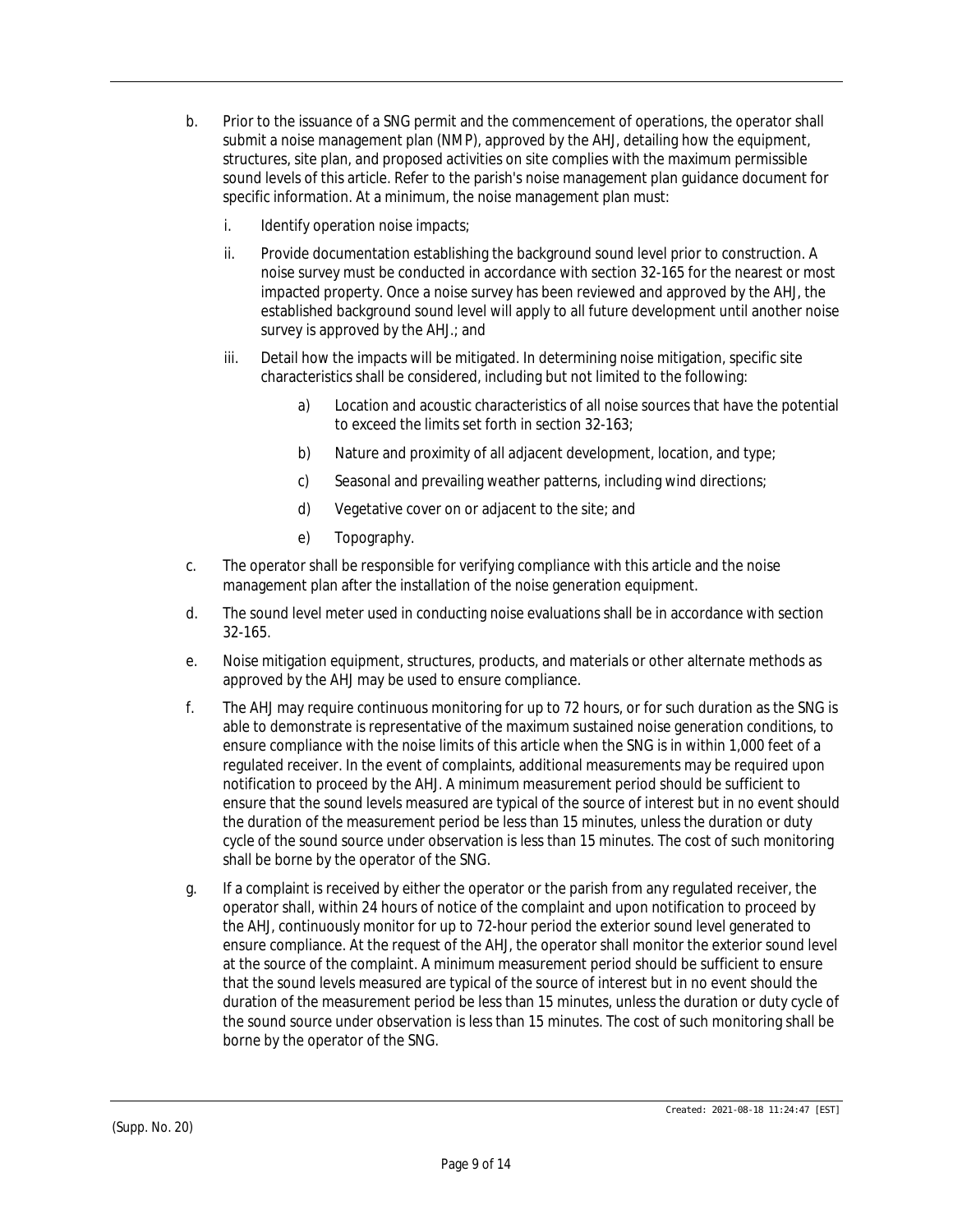b. Prior to the issuance of a SNG permit and the commencement of operations, the operator shall submit a noise management plan (NMP), approved by the AHJ, detailing how the equipment, structures, site plan, and proposed activities on site complies with the maximum permissible sound levels of this article. Refer to the parish's noise management plan guidance document for specific information. At a minimum, the noise management plan must:

   i. Identify operation noise impacts;

   ii. Provide documentation establishing the background sound level prior to construction. A noise survey must be conducted in accordance with section 32-165 for the nearest or most impacted property. Once a noise survey has been reviewed and approved by the AHJ, the established background sound level will apply to all future development until another noise survey is approved by the AHJ.; and

   iii. Detail how the impacts will be mitigated. In determining noise mitigation, specific site characteristics shall be considered, including but not limited to the following:

      a) Location and acoustic characteristics of all noise sources that have the potential to exceed the limits set forth in section 32-163;

      b) Nature and proximity of all adjacent development, location, and type;

      c) Seasonal and prevailing weather patterns, including wind directions;

      d) Vegetative cover on or adjacent to the site; and

      e) Topography.

c. The operator shall be responsible for verifying compliance with this article and the noise management plan after the installation of the noise generation equipment.

d. The sound level meter used in conducting noise evaluations shall be in accordance with section 32-165.

e. Noise mitigation equipment, structures, products, and materials or other alternate methods as approved by the AHJ may be used to ensure compliance.

f. The AHJ may require continuous monitoring for up to 72 hours, or for such duration as the SNG is able to demonstrate is representative of the maximum sustained noise generation conditions, to ensure compliance with the noise limits of this article when the SNG is in within 1,000 feet of a regulated receiver. In the event of complaints, additional measurements may be required upon notification to proceed by the AHJ. A minimum measurement period should be sufficient to ensure that the sound levels measured are typical of the source of interest but in no event should the duration of the measurement period be less than 15 minutes, unless the duration or duty cycle of the sound source under observation is less than 15 minutes. The cost of such monitoring shall be borne by the operator of the SNG.

g. If a complaint is received by either the operator or the parish from any regulated receiver, the operator shall, within 24 hours of notice of the complaint and upon notification to proceed by the AHJ, continuously monitor for up to 72-hour period the exterior sound level generated to ensure compliance. At the request of the AHJ, the operator shall monitor the exterior sound level at the source of the complaint. A minimum measurement period should be sufficient to ensure that the sound levels measured are typical of the source of interest but in no event should the duration of the measurement period be less than 15 minutes, unless the duration or duty cycle of the sound source under observation is less than 15 minutes. The cost of such monitoring shall be borne by the operator of the SNG.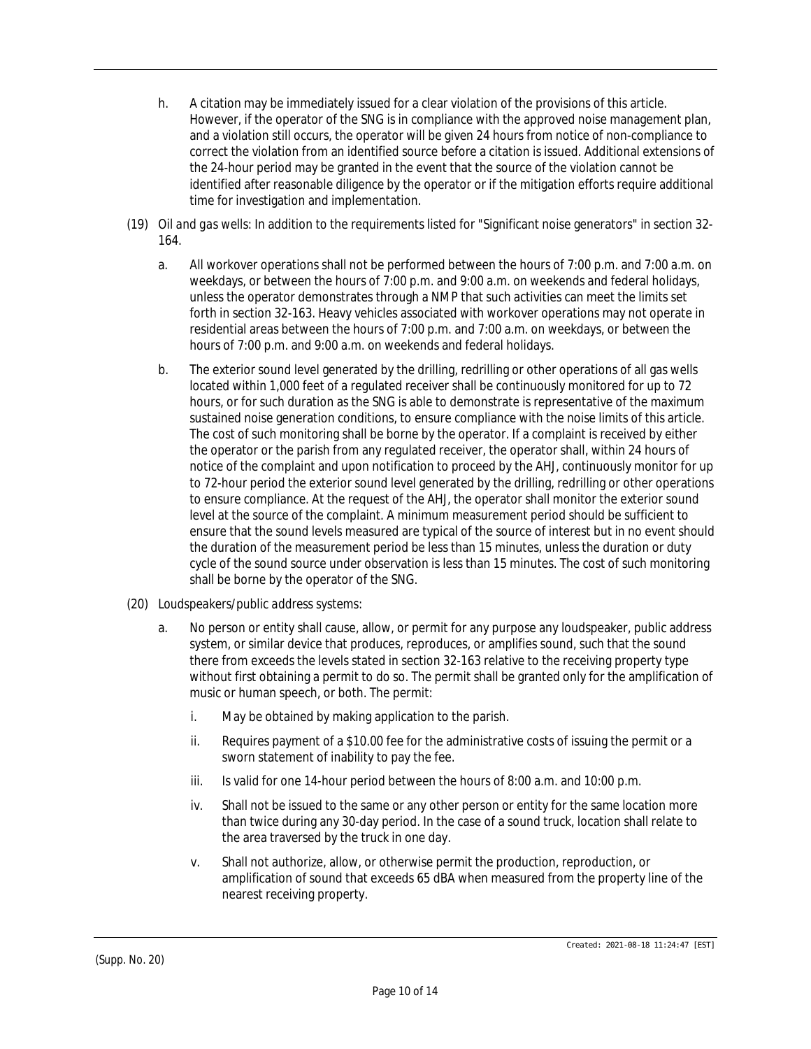h. A citation may be immediately issued for a clear violation of the provisions of this article. However, if the operator of the SNG is in compliance with the approved noise management plan, and a violation still occurs, the operator will be given 24 hours from notice of non-compliance to correct the violation from an identified source before a citation is issued. Additional extensions of the 24-hour period may be granted in the event that the source of the violation cannot be identified after reasonable diligence by the operator or if the mitigation efforts require additional time for investigation and implementation.

(19) *Oil and gas wells:* In addition to the requirements listed for "Significant noise generators" in section 32-164.

a. All workover operations shall not be performed between the hours of 7:00 p.m. and 7:00 a.m. on weekdays, or between the hours of 7:00 p.m. and 9:00 a.m. on weekends and federal holidays, unless the operator demonstrates through a NMP that such activities can meet the limits set forth in section 32-163. Heavy vehicles associated with workover operations may not operate in residential areas between the hours of 7:00 p.m. and 7:00 a.m. on weekdays, or between the hours of 7:00 p.m. and 9:00 a.m. on weekends and federal holidays.

b. The exterior sound level generated by the drilling, redrilling or other operations of all gas wells located within 1,000 feet of a regulated receiver shall be continuously monitored for up to 72 hours, or for such duration as the SNG is able to demonstrate is representative of the maximum sustained noise generation conditions, to ensure compliance with the noise limits of this article. The cost of such monitoring shall be borne by the operator. If a complaint is received by either the operator or the parish from any regulated receiver, the operator shall, within 24 hours of notice of the complaint and upon notification to proceed by the AHJ, continuously monitor for up to 72-hour period the exterior sound level generated by the drilling, redrilling or other operations to ensure compliance. At the request of the AHJ, the operator shall monitor the exterior sound level at the source of the complaint. A minimum measurement period should be sufficient to ensure that the sound levels measured are typical of the source of interest but in no event should the duration of the measurement period be less than 15 minutes, unless the duration or duty cycle of the sound source under observation is less than 15 minutes. The cost of such monitoring shall be borne by the operator of the SNG.

(20) *Loudspeakers/public address systems:*

a. No person or entity shall cause, allow, or permit for any purpose any loudspeaker, public address system, or similar device that produces, reproduces, or amplifies sound, such that the sound there from exceeds the levels stated in section 32-163 relative to the receiving property type without first obtaining a permit to do so. The permit shall be granted only for the amplification of music or human speech, or both. The permit:

i. May be obtained by making application to the parish.

ii. Requires payment of a $10.00 fee for the administrative costs of issuing the permit or a sworn statement of inability to pay the fee.

iii. Is valid for one 14-hour period between the hours of 8:00 a.m. and 10:00 p.m.

iv. Shall not be issued to the same or any other person or entity for the same location more than twice during any 30-day period. In the case of a sound truck, location shall relate to the area traversed by the truck in one day.

v. Shall not authorize, allow, or otherwise permit the production, reproduction, or amplification of sound that exceeds 65 dBA when measured from the property line of the nearest receiving property.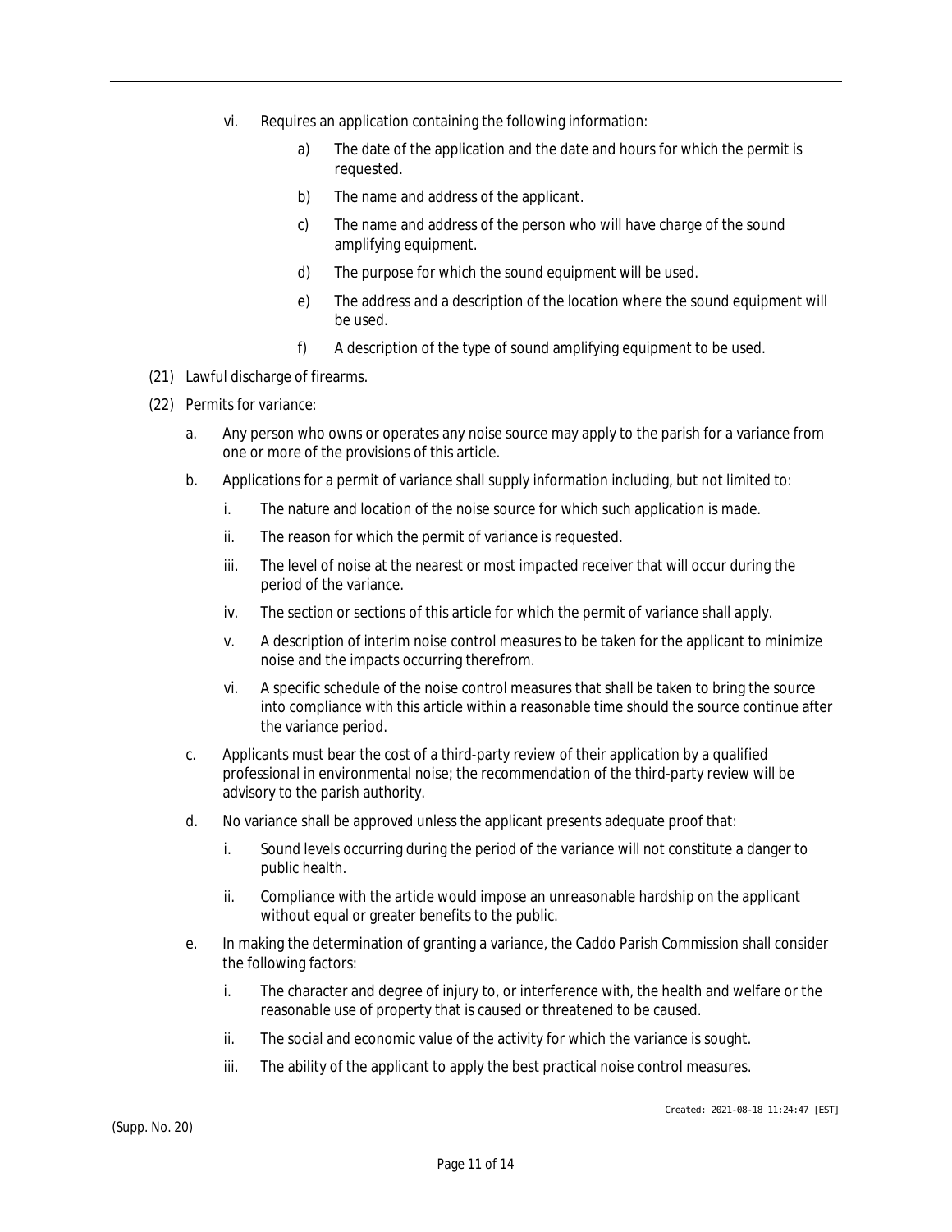vi. Requires an application containing the following information:

a) The date of the application and the date and hours for which the permit is requested.

b) The name and address of the applicant.

c) The name and address of the person who will have charge of the sound amplifying equipment.

d) The purpose for which the sound equipment will be used.

e) The address and a description of the location where the sound equipment will be used.

f) A description of the type of sound amplifying equipment to be used.

(21) Lawful discharge of firearms.

(22) *Permits for variance:*

a. Any person who owns or operates any noise source may apply to the parish for a variance from one or more of the provisions of this article.

b. Applications for a permit of variance shall supply information including, but not limited to:

i. The nature and location of the noise source for which such application is made.

ii. The reason for which the permit of variance is requested.

iii. The level of noise at the nearest or most impacted receiver that will occur during the period of the variance.

iv. The section or sections of this article for which the permit of variance shall apply.

v. A description of interim noise control measures to be taken for the applicant to minimize noise and the impacts occurring therefrom.

vi. A specific schedule of the noise control measures that shall be taken to bring the source into compliance with this article within a reasonable time should the source continue after the variance period.

c. Applicants must bear the cost of a third-party review of their application by a qualified professional in environmental noise; the recommendation of the third-party review will be advisory to the parish authority.

d. No variance shall be approved unless the applicant presents adequate proof that:

i. Sound levels occurring during the period of the variance will not constitute a danger to public health.

ii. Compliance with the article would impose an unreasonable hardship on the applicant without equal or greater benefits to the public.

e. In making the determination of granting a variance, the Caddo Parish Commission shall consider the following factors:

i. The character and degree of injury to, or interference with, the health and welfare or the reasonable use of property that is caused or threatened to be caused.

ii. The social and economic value of the activity for which the variance is sought.

iii. The ability of the applicant to apply the best practical noise control measures.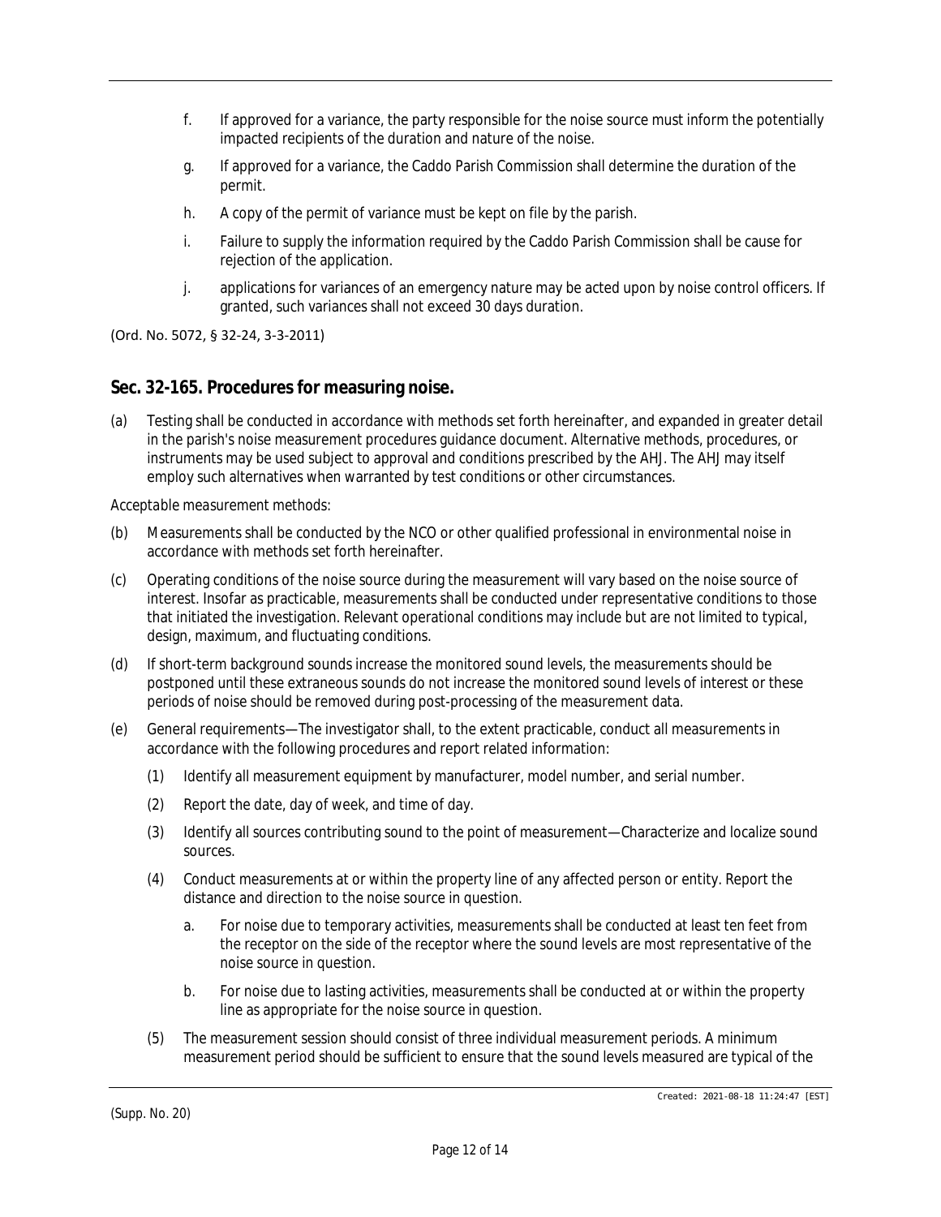f. If approved for a variance, the party responsible for the noise source must inform the potentially impacted recipients of the duration and nature of the noise.

g. If approved for a variance, the Caddo Parish Commission shall determine the duration of the permit.

h. A copy of the permit of variance must be kept on file by the parish.

i. Failure to supply the information required by the Caddo Parish Commission shall be cause for rejection of the application.

j. applications for variances of an emergency nature may be acted upon by noise control officers. If granted, such variances shall not exceed 30 days duration.

(Ord. No. 5072, § 32-24, 3-3-2011)

## Sec. 32-165. Procedures for measuring noise.

(a) Testing shall be conducted in accordance with methods set forth hereinafter, and expanded in greater detail in the parish's noise measurement procedures guidance document. Alternative methods, procedures, or instruments may be used subject to approval and conditions prescribed by the AHJ. The AHJ may itself employ such alternatives when warranted by test conditions or other circumstances.

*Acceptable measurement methods:*

(b) Measurements shall be conducted by the NCO or other qualified professional in environmental noise in accordance with methods set forth hereinafter.

(c) Operating conditions of the noise source during the measurement will vary based on the noise source of interest. Insofar as practicable, measurements shall be conducted under representative conditions to those that initiated the investigation. Relevant operational conditions may include but are not limited to typical, design, maximum, and fluctuating conditions.

(d) If short-term background sounds increase the monitored sound levels, the measurements should be postponed until these extraneous sounds do not increase the monitored sound levels of interest or these periods of noise should be removed during post-processing of the measurement data.

(e) General requirements—The investigator shall, to the extent practicable, conduct all measurements in accordance with the following procedures and report related information:

(1) Identify all measurement equipment by manufacturer, model number, and serial number.

(2) Report the date, day of week, and time of day.

(3) Identify all sources contributing sound to the point of measurement—Characterize and localize sound sources.

(4) Conduct measurements at or within the property line of any affected person or entity. Report the distance and direction to the noise source in question.

a. For noise due to temporary activities, measurements shall be conducted at least ten feet from the receptor on the side of the receptor where the sound levels are most representative of the noise source in question.

b. For noise due to lasting activities, measurements shall be conducted at or within the property line as appropriate for the noise source in question.

(5) The measurement session should consist of three individual measurement periods. A minimum measurement period should be sufficient to ensure that the sound levels measured are typical of the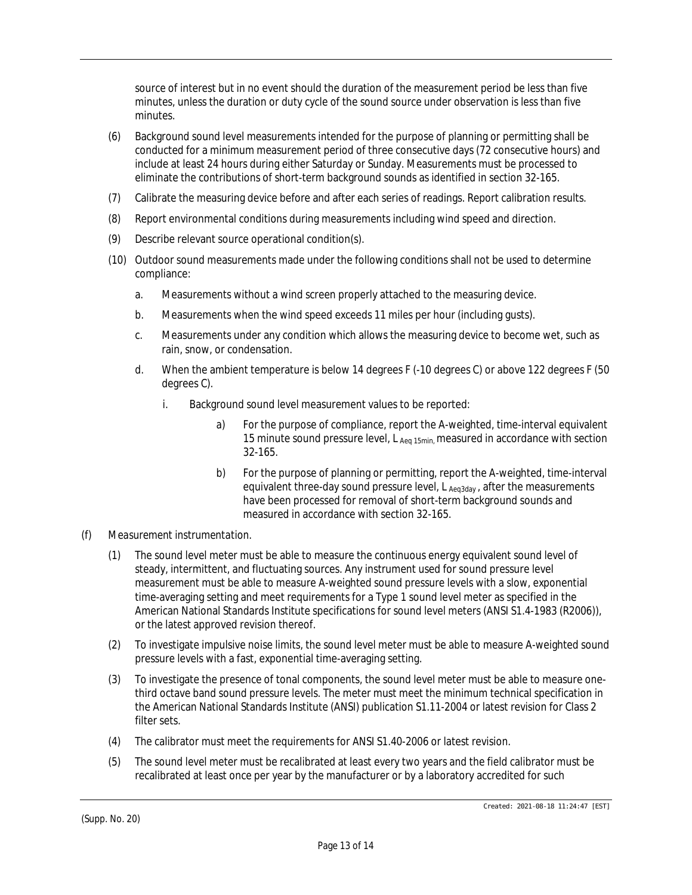source of interest but in no event should the duration of the measurement period be less than five minutes, unless the duration or duty cycle of the sound source under observation is less than five minutes.

(6) Background sound level measurements intended for the purpose of planning or permitting shall be conducted for a minimum measurement period of three consecutive days (72 consecutive hours) and include at least 24 hours during either Saturday or Sunday. Measurements must be processed to eliminate the contributions of short-term background sounds as identified in section 32-165.

(7) Calibrate the measuring device before and after each series of readings. Report calibration results.

(8) Report environmental conditions during measurements including wind speed and direction.

(9) Describe relevant source operational condition(s).

(10) Outdoor sound measurements made under the following conditions shall not be used to determine compliance:

   a. Measurements without a wind screen properly attached to the measuring device.

   b. Measurements when the wind speed exceeds 11 miles per hour (including gusts).

   c. Measurements under any condition which allows the measuring device to become wet, such as rain, snow, or condensation.

   d. When the ambient temperature is below 14 degrees F (-10 degrees C) or above 122 degrees F (50 degrees C).

      i. Background sound level measurement values to be reported:

         a) For the purpose of compliance, report the A-weighted, time-interval equivalent 15 minute sound pressure level, $L_{Aeq\ 15min}$, measured in accordance with section 32-165.

         b) For the purpose of planning or permitting, report the A-weighted, time-interval equivalent three-day sound pressure level, $L_{Aeq3day}$, after the measurements have been processed for removal of short-term background sounds and measured in accordance with section 32-165.

(f) *Measurement instrumentation.*

(1) The sound level meter must be able to measure the continuous energy equivalent sound level of steady, intermittent, and fluctuating sources. Any instrument used for sound pressure level measurement must be able to measure A-weighted sound pressure levels with a slow, exponential time-averaging setting and meet requirements for a Type 1 sound level meter as specified in the American National Standards Institute specifications for sound level meters (ANSI S1.4-1983 (R2006)), or the latest approved revision thereof.

(2) To investigate impulsive noise limits, the sound level meter must be able to measure A-weighted sound pressure levels with a fast, exponential time-averaging setting.

(3) To investigate the presence of tonal components, the sound level meter must be able to measure one-third octave band sound pressure levels. The meter must meet the minimum technical specification in the American National Standards Institute (ANSI) publication S1.11-2004 or latest revision for Class 2 filter sets.

(4) The calibrator must meet the requirements for ANSI S1.40-2006 or latest revision.

(5) The sound level meter must be recalibrated at least every two years and the field calibrator must be recalibrated at least once per year by the manufacturer or by a laboratory accredited for such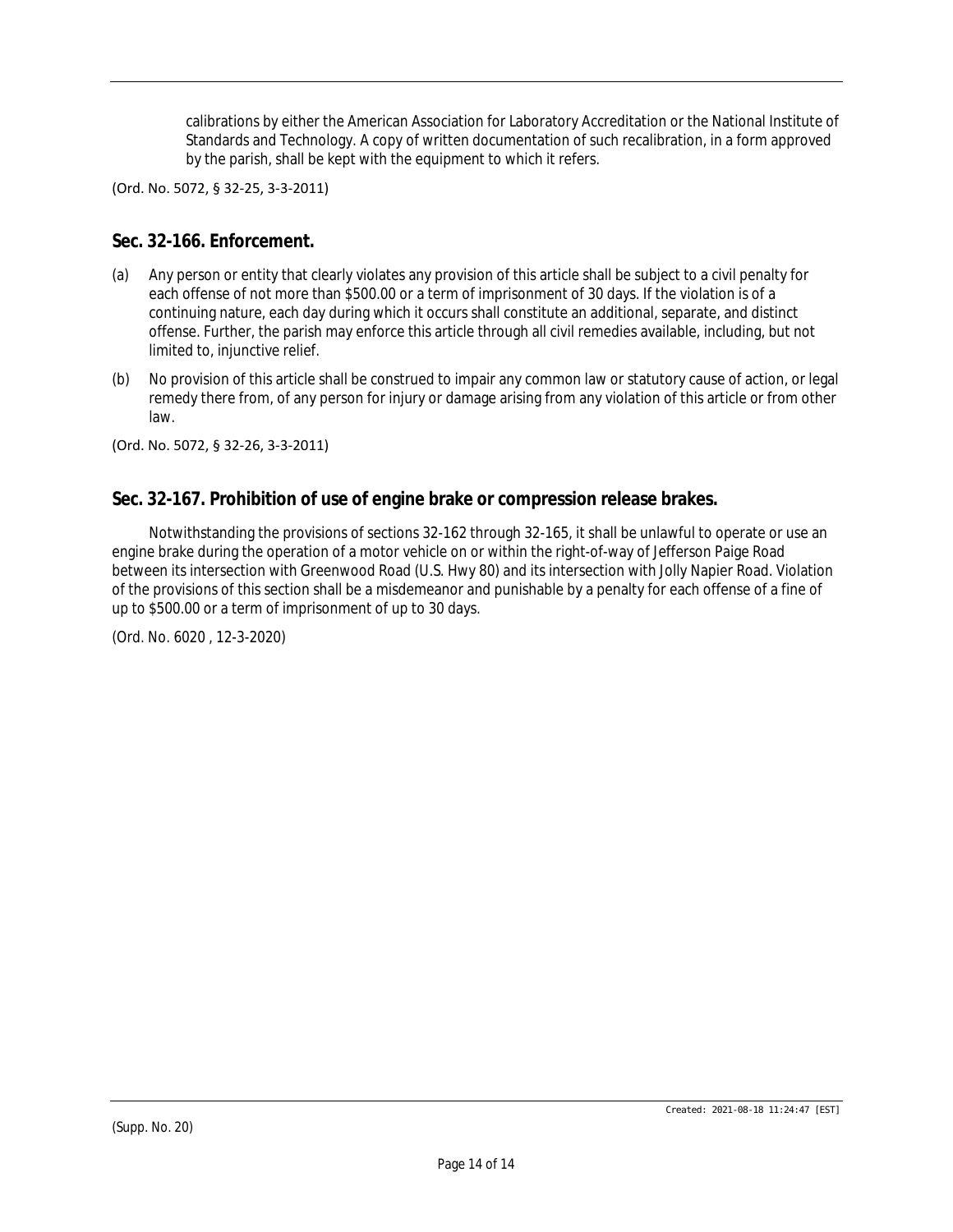calibrations by either the American Association for Laboratory Accreditation or the National Institute of Standards and Technology. A copy of written documentation of such recalibration, in a form approved by the parish, shall be kept with the equipment to which it refers.

(Ord. No. 5072, § 32-25, 3-3-2011)

## Sec. 32-166. Enforcement.

(a) Any person or entity that clearly violates any provision of this article shall be subject to a civil penalty for each offense of not more than $500.00 or a term of imprisonment of 30 days. If the violation is of a continuing nature, each day during which it occurs shall constitute an additional, separate, and distinct offense. Further, the parish may enforce this article through all civil remedies available, including, but not limited to, injunctive relief.

(b) No provision of this article shall be construed to impair any common law or statutory cause of action, or legal remedy there from, of any person for injury or damage arising from any violation of this article or from other law.

(Ord. No. 5072, § 32-26, 3-3-2011)

## Sec. 32-167. Prohibition of use of engine brake or compression release brakes.

Notwithstanding the provisions of sections 32-162 through 32-165, it shall be unlawful to operate or use an engine brake during the operation of a motor vehicle on or within the right-of-way of Jefferson Paige Road between its intersection with Greenwood Road (U.S. Hwy 80) and its intersection with Jolly Napier Road. Violation of the provisions of this section shall be a misdemeanor and punishable by a penalty for each offense of a fine of up to $500.00 or a term of imprisonment of up to 30 days.

(Ord. No. 6020 , 12-3-2020)